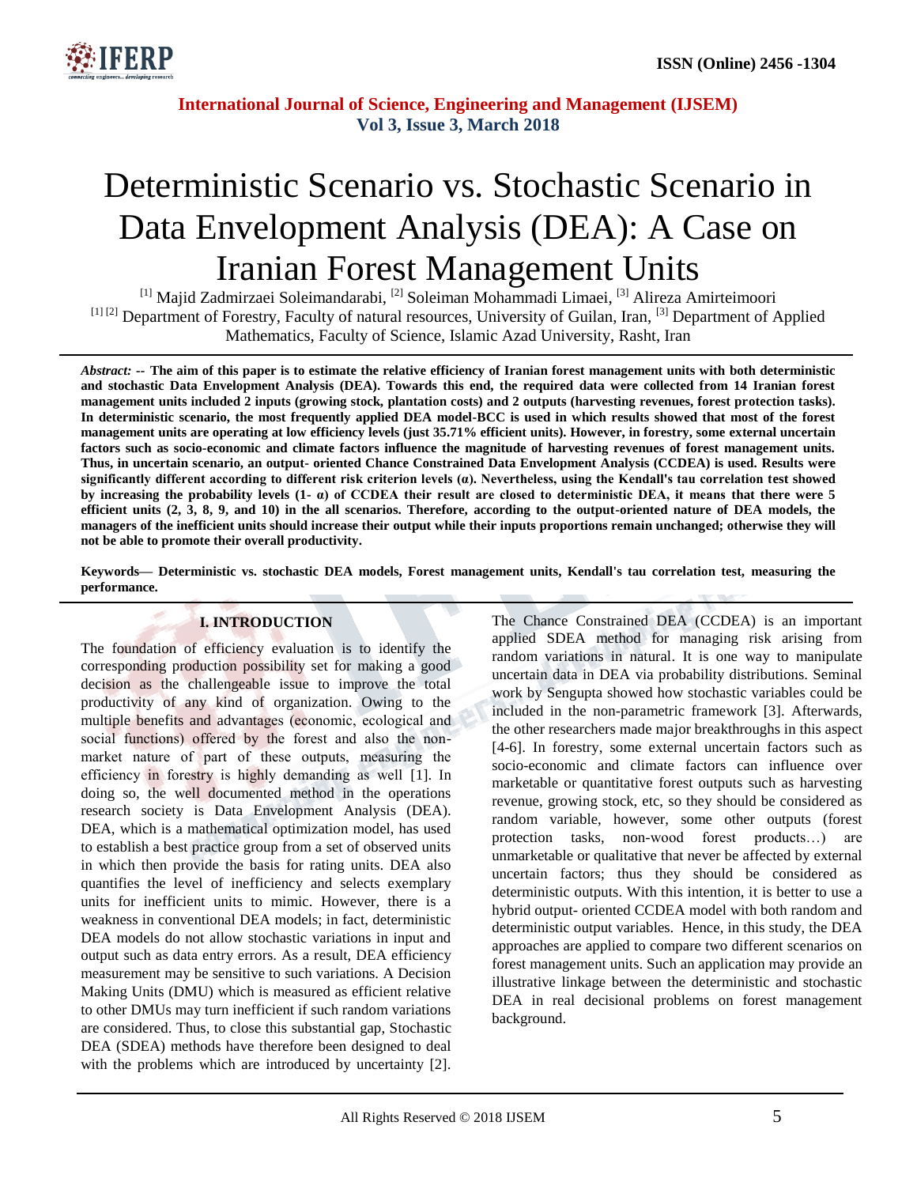# Deterministic Scenario vs. Stochastic Scenario in Data Envelopment Analysis (DEA): A Case on Iranian Forest Management Units

[1] Majid Zadmirzaei Soleimandarabi, [2] Soleiman Mohammadi Limaei, [3] Alireza Amirteimoori
[1] [2] Department of Forestry, Faculty of natural resources, University of Guilan, Iran, [3] Department of Applied Mathematics, Faculty of Science, Islamic Azad University, Rasht, Iran

*Abstract:* -- **The aim of this paper is to estimate the relative efficiency of Iranian forest management units with both deterministic and stochastic Data Envelopment Analysis (DEA). Towards this end, the required data were collected from 14 Iranian forest management units included 2 inputs (growing stock, plantation costs) and 2 outputs (harvesting revenues, forest protection tasks). In deterministic scenario, the most frequently applied DEA model-BCC is used in which results showed that most of the forest management units are operating at low efficiency levels (just 35.71% efficient units). However, in forestry, some external uncertain factors such as socio-economic and climate factors influence the magnitude of harvesting revenues of forest management units. Thus, in uncertain scenario, an output- oriented Chance Constrained Data Envelopment Analysis (CCDEA) is used. Results were significantly different according to different risk criterion levels (α). Nevertheless, using the Kendall's tau correlation test showed by increasing the probability levels (1- α) of CCDEA their result are closed to deterministic DEA, it means that there were 5 efficient units (2, 3, 8, 9, and 10) in the all scenarios. Therefore, according to the output-oriented nature of DEA models, the managers of the inefficient units should increase their output while their inputs proportions remain unchanged; otherwise they will not be able to promote their overall productivity.**

**Keywords— Deterministic vs. stochastic DEA models, Forest management units, Kendall's tau correlation test, measuring the performance.**

## I. INTRODUCTION

The foundation of efficiency evaluation is to identify the corresponding production possibility set for making a good decision as the challengeable issue to improve the total productivity of any kind of organization. Owing to the multiple benefits and advantages (economic, ecological and social functions) offered by the forest and also the non-market nature of part of these outputs, measuring the efficiency in forestry is highly demanding as well [1]. In doing so, the well documented method in the operations research society is Data Envelopment Analysis (DEA). DEA, which is a mathematical optimization model, has used to establish a best practice group from a set of observed units in which then provide the basis for rating units. DEA also quantifies the level of inefficiency and selects exemplary units for inefficient units to mimic. However, there is a weakness in conventional DEA models; in fact, deterministic DEA models do not allow stochastic variations in input and output such as data entry errors. As a result, DEA efficiency measurement may be sensitive to such variations. A Decision Making Units (DMU) which is measured as efficient relative to other DMUs may turn inefficient if such random variations are considered. Thus, to close this substantial gap, Stochastic DEA (SDEA) methods have therefore been designed to deal with the problems which are introduced by uncertainty [2].

The Chance Constrained DEA (CCDEA) is an important applied SDEA method for managing risk arising from random variations in natural. It is one way to manipulate uncertain data in DEA via probability distributions. Seminal work by Sengupta showed how stochastic variables could be included in the non-parametric framework [3]. Afterwards, the other researchers made major breakthroughs in this aspect [4-6]. In forestry, some external uncertain factors such as socio-economic and climate factors can influence over marketable or quantitative forest outputs such as harvesting revenue, growing stock, etc, so they should be considered as random variable, however, some other outputs (forest protection tasks, non-wood forest products…) are unmarketable or qualitative that never be affected by external uncertain factors; thus they should be considered as deterministic outputs. With this intention, it is better to use a hybrid output- oriented CCDEA model with both random and deterministic output variables. Hence, in this study, the DEA approaches are applied to compare two different scenarios on forest management units. Such an application may provide an illustrative linkage between the deterministic and stochastic DEA in real decisional problems on forest management background.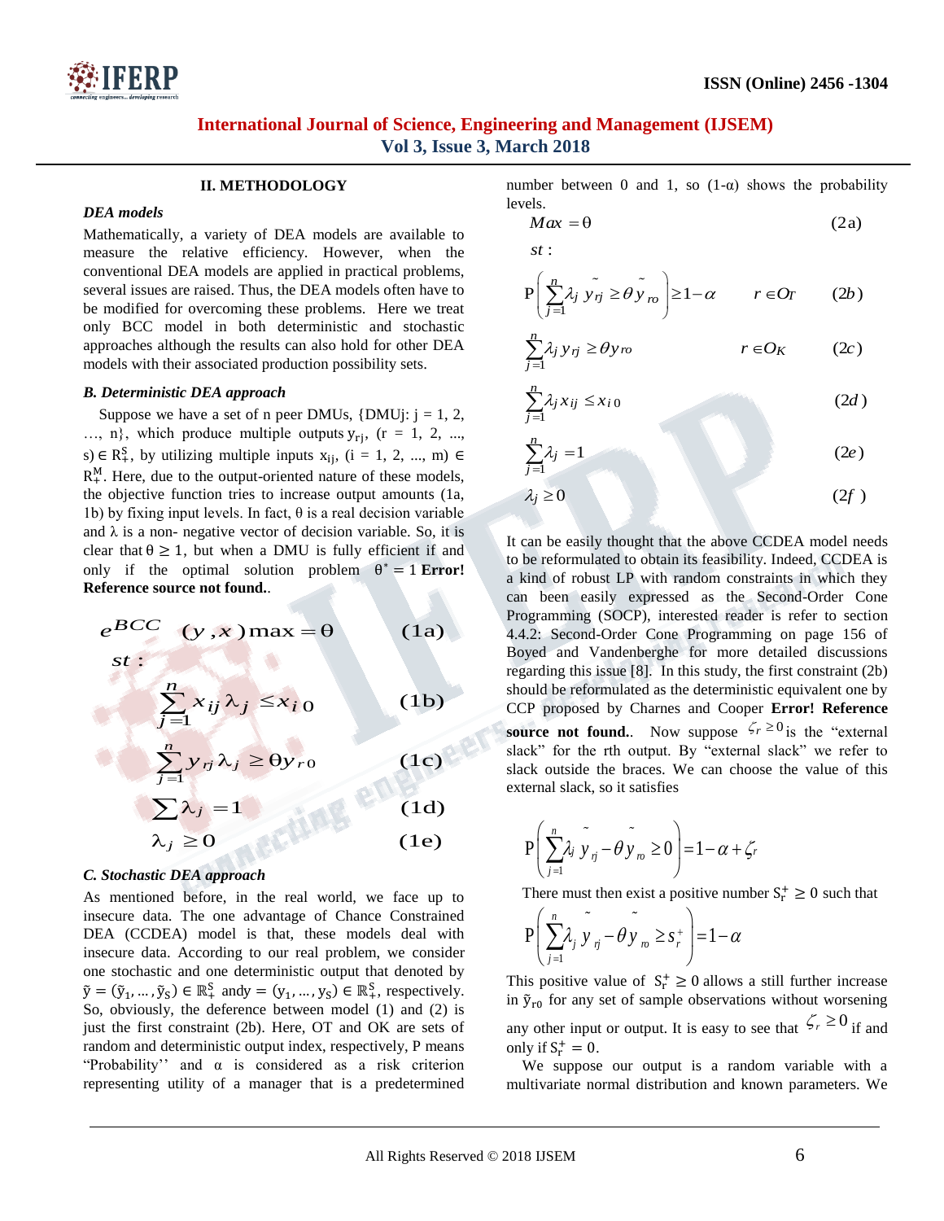## II. METHODOLOGY

### *DEA models*

Mathematically, a variety of DEA models are available to measure the relative efficiency. However, when the conventional DEA models are applied in practical problems, several issues are raised. Thus, the DEA models often have to be modified for overcoming these problems. Here we treat only BCC model in both deterministic and stochastic approaches although the results can also hold for other DEA models with their associated production possibility sets.

### *B. Deterministic DEA approach*

Suppose we have a set of n peer DMUs, {DMUj: j = 1, 2, …, n}, which produce multiple outputs $y_{rj}$, (r = 1, 2, ..., s) $\in R_+^S$, by utilizing multiple inputs $x_{ij}$, (i = 1, 2, ..., m) $\in R_+^M$. Here, due to the output-oriented nature of these models, the objective function tries to increase output amounts (1a, 1b) by fixing input levels. In fact, θ is a real decision variable and λ is a non- negative vector of decision variable. So, it is clear that $\theta \geq 1$, but when a DMU is fully efficient if and only if the optimal solution problem $\theta^* = 1$ **Error! Reference source not found.**.

$$e^{BCC}(y, x) \max = \theta \qquad (1a)$$

$$st:$$

$$\sum_{j=1}^{n} x_{ij} \lambda_j \leq x_{i0} \qquad (1b)$$

$$\sum_{j=1}^{n} y_{rj} \lambda_j \geq \theta y_{r0} \qquad (1c)$$

$$\sum \lambda_j = 1 \qquad (1d)$$

$$\lambda_j \geq 0 \qquad (1e)$$

### *C. Stochastic DEA approach*

As mentioned before, in the real world, we face up to insecure data. The one advantage of Chance Constrained DEA (CCDEA) model is that, these models deal with insecure data. According to our real problem, we consider one stochastic and one deterministic output that denoted by $\tilde{y} = (\tilde{y}_1, \ldots, \tilde{y}_S) \in \mathbb{R}_+^S$ and $y = (y_1, \ldots, y_S) \in \mathbb{R}_+^S$, respectively. So, obviously, the deference between model (1) and (2) is just the first constraint (2b). Here, OT and OK are sets of random and deterministic output index, respectively, P means "Probability'' and α is considered as a risk criterion representing utility of a manager that is a predetermined number between 0 and 1, so (1-α) shows the probability levels.

$$Max = \theta \qquad (2a)$$

$$st:$$

$$P\left(\sum_{j=1}^{n} \lambda_j \tilde{y}_{rj} \geq \theta \tilde{y}_{ro}\right) \geq 1 - \alpha \qquad r \in O_T \qquad (2b)$$

$$\sum_{j=1}^{n} \lambda_j y_{rj} \geq \theta y_{ro} \qquad r \in O_K \qquad (2c)$$

$$\sum_{j=1}^{n} \lambda_j x_{ij} \leq x_{i0} \qquad (2d)$$

$$\sum_{j=1}^{n} \lambda_j = 1 \qquad (2e)$$

$$\lambda_j \geq 0 \qquad (2f)$$

It can be easily thought that the above CCDEA model needs to be reformulated to obtain its feasibility. Indeed, CCDEA is a kind of robust LP with random constraints in which they can been easily expressed as the Second-Order Cone Programming (SOCP), interested reader is refer to section 4.4.2: Second-Order Cone Programming on page 156 of Boyed and Vandenberghe for more detailed discussions regarding this issue [8]. In this study, the first constraint (2b) should be reformulated as the deterministic equivalent one by CCP proposed by Charnes and Cooper **Error! Reference source not found.**. Now suppose $\zeta_r \geq 0$ is the "external slack" for the rth output. By "external slack" we refer to slack outside the braces. We can choose the value of this external slack, so it satisfies

$$P\left(\sum_{j=1}^{n} \lambda_j \tilde{y}_{rj} - \theta \tilde{y}_{ro} \geq 0\right) = 1 - \alpha + \zeta_r$$

There must then exist a positive number $S_r^+ \geq 0$ such that

$$P\left(\sum_{j=1}^{n} \lambda_j \tilde{y}_{rj} - \theta \tilde{y}_{ro} \geq s_r^+\right) = 1 - \alpha$$

This positive value of $S_r^+ \geq 0$ allows a still further increase in $\tilde{y}_{r0}$ for any set of sample observations without worsening any other input or output. It is easy to see that $\zeta_r \geq 0$ if and only if $S_r^+ = 0$.

We suppose our output is a random variable with a multivariate normal distribution and known parameters. We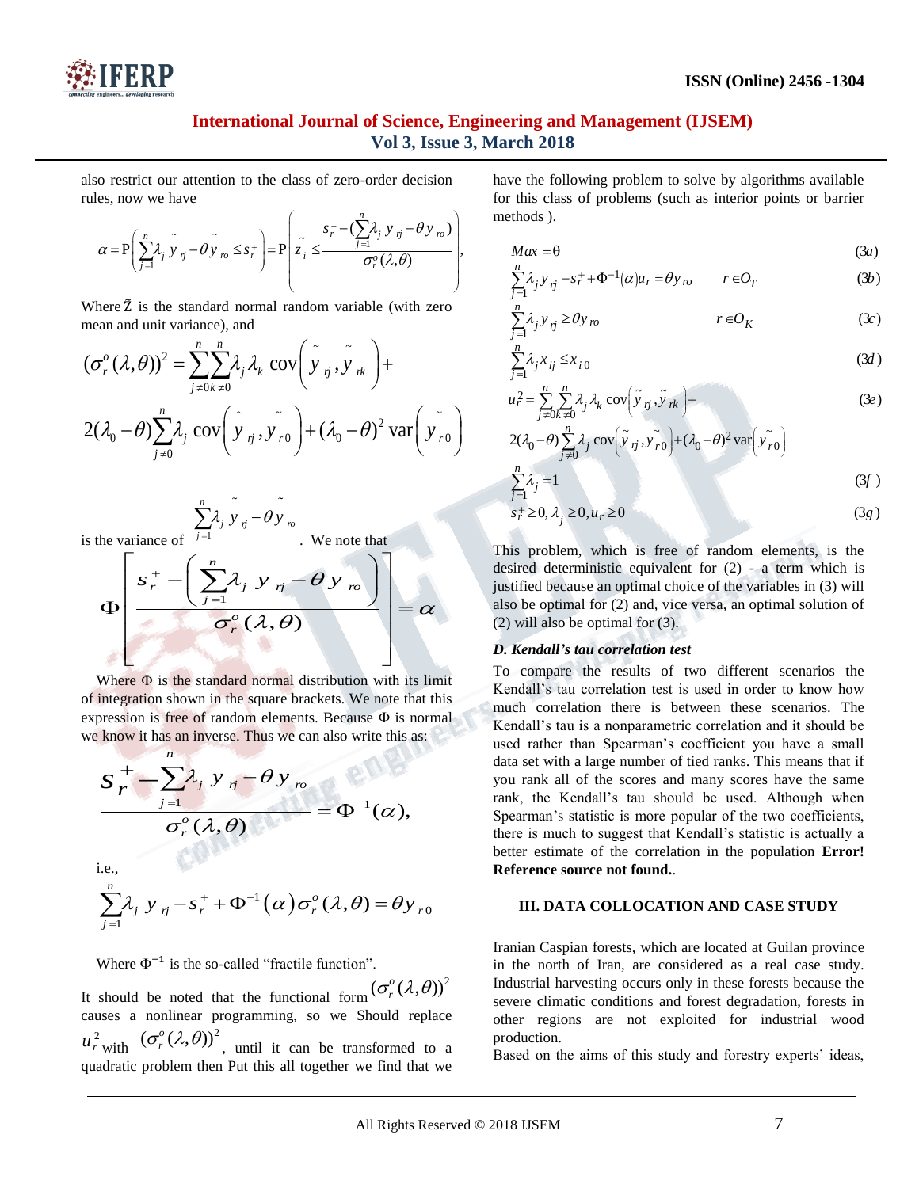also restrict our attention to the class of zero-order decision rules, now we have

$$\alpha = \mathrm{P}\left(\sum_{j=1}^{n}\lambda_j \tilde{y}_{rj} - \theta \tilde{y}_{ro} \le s_r^+\right) = \mathrm{P}\left(\tilde{z}_i \le \frac{s_r^+ - (\sum_{j=1}^{n}\lambda_j y_{rj} - \theta y_{ro})}{\sigma_r^o(\lambda,\theta)}\right),$$

Where $\tilde{Z}$ is the standard normal random variable (with zero mean and unit variance), and

$$(\sigma_r^o(\lambda,\theta))^2 = \sum_{j\ne 0}^{n}\sum_{k\ne 0}^{n}\lambda_j\lambda_k \operatorname{cov}\left(\tilde{y}_{rj},\tilde{y}_{rk}\right) +$$

$$2(\lambda_0-\theta)\sum_{j\ne 0}^{n}\lambda_j \operatorname{cov}\left(\tilde{y}_{rj},\tilde{y}_{r0}\right) + (\lambda_0-\theta)^2 \operatorname{var}\left(\tilde{y}_{r0}\right)$$

is the variance of $\sum_{j=1}^{n}\lambda_j \tilde{y}_{rj} - \theta \tilde{y}_{ro}$. We note that

$$\Phi\left[\frac{s_r^+ - \left(\sum_{j=1}^{n}\lambda_j y_{rj} - \theta y_{ro}\right)}{\sigma_r^o(\lambda,\theta)}\right] = \alpha$$

Where $\Phi$ is the standard normal distribution with its limit of integration shown in the square brackets. We note that this expression is free of random elements. Because $\Phi$ is normal we know it has an inverse. Thus we can also write this as:

$$\frac{s_r^+ - \sum_{j=1}^{n}\lambda_j y_{rj} - \theta y_{ro}}{\sigma_r^o(\lambda,\theta)} = \Phi^{-1}(\alpha),$$

i.e.,

$$\sum_{j=1}^{n}\lambda_j y_{rj} - s_r^+ + \Phi^{-1}(\alpha)\sigma_r^o(\lambda,\theta) = \theta y_{r0}$$

Where $\Phi^{-1}$ is the so-called "fractile function".

It should be noted that the functional form $(\sigma_r^o(\lambda,\theta))^2$ causes a nonlinear programming, so we Should replace $u_r^2$ with $(\sigma_r^o(\lambda,\theta))^2$, until it can be transformed to a quadratic problem then Put this all together we find that we have the following problem to solve by algorithms available for this class of problems (such as interior points or barrier methods ).

$$Max = \theta \qquad (3a)$$

$$\sum_{j=1}^{n}\lambda_j y_{rj} - s_r^+ + \Phi^{-1}(\alpha)u_r = \theta y_{ro} \qquad r \in O_T \qquad (3b)$$

$$\sum_{j=1}^{n}\lambda_j y_{rj} \ge \theta y_{ro} \qquad r \in O_K \qquad (3c)$$

$$\sum_{j=1}^{n}\lambda_j x_{ij} \le x_{i0} \qquad (3d)$$

$$u_r^2 = \sum_{j\ne 0}^{n}\sum_{k\ne 0}^{n}\lambda_j\lambda_k \operatorname{cov}\left(\tilde{y}_{rj},\tilde{y}_{rk}\right) + 2(\lambda_0-\theta)\sum_{j\ne 0}^{n}\lambda_j \operatorname{cov}\left(\tilde{y}_{rj},\tilde{y}_{r0}\right) + (\lambda_0-\theta)^2 \operatorname{var}\left(\tilde{y}_{r0}\right) \qquad (3e)$$

$$\sum_{j=1}^{n}\lambda_j = 1 \qquad (3f)$$

$$s_r^+ \ge 0,\ \lambda_j \ge 0, u_r \ge 0 \qquad (3g)$$

This problem, which is free of random elements, is the desired deterministic equivalent for (2) - a term which is justified because an optimal choice of the variables in (3) will also be optimal for (2) and, vice versa, an optimal solution of (2) will also be optimal for (3).

### *D. Kendall's tau correlation test*

To compare the results of two different scenarios the Kendall's tau correlation test is used in order to know how much correlation there is between these scenarios. The Kendall's tau is a nonparametric correlation and it should be used rather than Spearman's coefficient you have a small data set with a large number of tied ranks. This means that if you rank all of the scores and many scores have the same rank, the Kendall's tau should be used. Although when Spearman's statistic is more popular of the two coefficients, there is much to suggest that Kendall's statistic is actually a better estimate of the correlation in the population **Error! Reference source not found.**.

## III. DATA COLLOCATION AND CASE STUDY

Iranian Caspian forests, which are located at Guilan province in the north of Iran, are considered as a real case study. Industrial harvesting occurs only in these forests because the severe climatic conditions and forest degradation, forests in other regions are not exploited for industrial wood production.

Based on the aims of this study and forestry experts' ideas,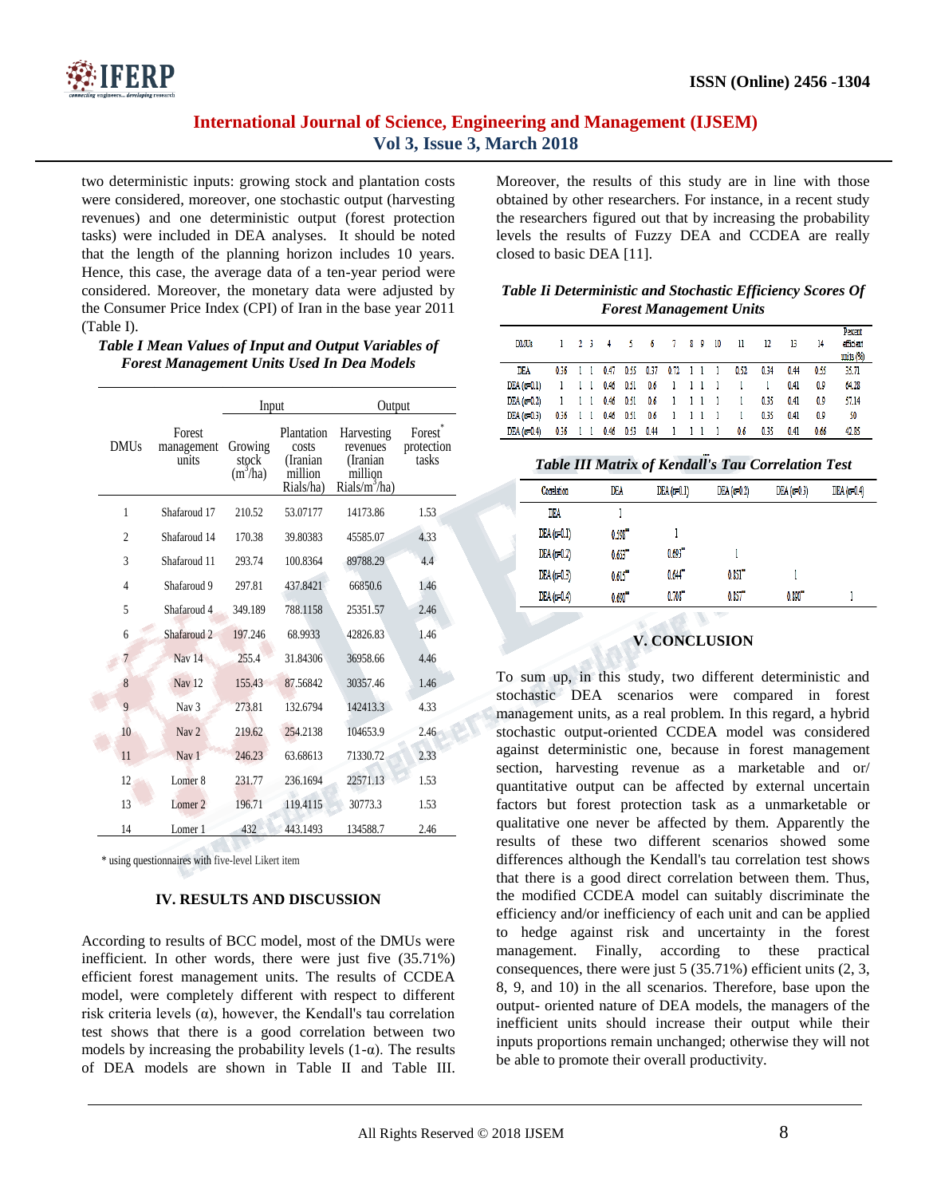two deterministic inputs: growing stock and plantation costs were considered, moreover, one stochastic output (harvesting revenues) and one deterministic output (forest protection tasks) were included in DEA analyses. It should be noted that the length of the planning horizon includes 10 years. Hence, this case, the average data of a ten-year period were considered. Moreover, the monetary data were adjusted by the Consumer Price Index (CPI) of Iran in the base year 2011 (Table I).

***Table I Mean Values of Input and Output Variables of Forest Management Units Used In Dea Models***

| | | Input | | Output | |
|---|---|---|---|---|---|
| DMUs | Forest management units | Growing stock ($m^3$/ha) | Plantation costs (Iranian million Rials/ha) | Harvesting revenues (Iranian million Rials/$m^3$/ha) | Forest* protection tasks |
| 1 | Shafaroud 17 | 210.52 | 53.07177 | 14173.86 | 1.53 |
| 2 | Shafaroud 14 | 170.38 | 39.80383 | 45585.07 | 4.33 |
| 3 | Shafaroud 11 | 293.74 | 100.8364 | 89788.29 | 4.4 |
| 4 | Shafaroud 9 | 297.81 | 437.8421 | 66850.6 | 1.46 |
| 5 | Shafaroud 4 | 349.189 | 788.1158 | 25351.57 | 2.46 |
| 6 | Shafaroud 2 | 197.246 | 68.9933 | 42826.83 | 1.46 |
| 7 | Nav 14 | 255.4 | 31.84306 | 36958.66 | 4.46 |
| 8 | Nav 12 | 155.43 | 87.56842 | 30357.46 | 1.46 |
| 9 | Nav 3 | 273.81 | 132.6794 | 142413.3 | 4.33 |
| 10 | Nav 2 | 219.62 | 254.2138 | 104653.9 | 2.46 |
| 11 | Nav 1 | 246.23 | 63.68613 | 71330.72 | 2.33 |
| 12 | Lomer 8 | 231.77 | 236.1694 | 22571.13 | 1.53 |
| 13 | Lomer 2 | 196.71 | 119.4115 | 30773.3 | 1.53 |
| 14 | Lomer 1 | 432 | 443.1493 | 134588.7 | 2.46 |

\* using questionnaires with five-level Likert item

## IV. RESULTS AND DISCUSSION

According to results of BCC model, most of the DMUs were inefficient. In other words, there were just five (35.71%) efficient forest management units. The results of CCDEA model, were completely different with respect to different risk criteria levels (α), however, the Kendall's tau correlation test shows that there is a good correlation between two models by increasing the probability levels (1-α). The results of DEA models are shown in Table II and Table III.

Moreover, the results of this study are in line with those obtained by other researchers. For instance, in a recent study the researchers figured out that by increasing the probability levels the results of Fuzzy DEA and CCDEA are really closed to basic DEA [11].

***Table Ii Deterministic and Stochastic Efficiency Scores Of Forest Management Units***

| DMUs | 1 | 2 | 3 | 4 | 5 | 6 | 7 | 8 | 9 | 10 | 11 | 12 | 13 | 14 | Percent efficient units (%) |
|---|---|---|---|---|---|---|---|---|---|---|---|---|---|---|---|
| DEA | 0.36 | 1 | 1 | 0.47 | 0.55 | 0.37 | 0.72 | 1 | 1 | 1 | 0.52 | 0.34 | 0.44 | 0.55 | 35.71 |
| DEA (α=0.1) | 1 | 1 | 1 | 0.46 | 0.51 | 0.6 | 1 | 1 | 1 | 1 | 1 | 1 | 0.41 | 0.9 | 64.28 |
| DEA (α=0.2) | 1 | 1 | 1 | 0.46 | 0.51 | 0.6 | 1 | 1 | 1 | 1 | 1 | 0.35 | 0.41 | 0.9 | 57.14 |
| DEA (α=0.3) | 0.36 | 1 | 1 | 0.46 | 0.51 | 0.6 | 1 | 1 | 1 | 1 | 1 | 0.35 | 0.41 | 0.9 | 50 |
| DEA (α=0.4) | 0.36 | 1 | 1 | 0.46 | 0.53 | 0.44 | 1 | 1 | 1 | 1 | 0.6 | 0.35 | 0.41 | 0.66 | 42.85 |

***Table III Matrix of Kendall's Tau Correlation Test***

| Correlation | DEA | DEA (α=0.1) | DEA (α=0.2) | DEA (α=0.3) | DEA (α=0.4) |
|---|---|---|---|---|---|
| DEA | 1 | | | | |
| DEA (α=0.1) | 0.598** | 1 | | | |
| DEA (α=0.2) | 0.635** | 0.693** | 1 | | |
| DEA (α=0.3) | 0.615** | 0.644** | 0.831** | 1 | |
| DEA (α=0.4) | 0.690** | 0.701** | 0.837** | 0.890** | 1 |

## V. CONCLUSION

To sum up, in this study, two different deterministic and stochastic DEA scenarios were compared in forest management units, as a real problem. In this regard, a hybrid stochastic output-oriented CCDEA model was considered against deterministic one, because in forest management section, harvesting revenue as a marketable and or/ quantitative output can be affected by external uncertain factors but forest protection task as a unmarketable or qualitative one never be affected by them. Apparently the results of these two different scenarios showed some differences although the Kendall's tau correlation test shows that there is a good direct correlation between them. Thus, the modified CCDEA model can suitably discriminate the efficiency and/or inefficiency of each unit and can be applied to hedge against risk and uncertainty in the forest management. Finally, according to these practical consequences, there were just 5 (35.71%) efficient units (2, 3, 8, 9, and 10) in the all scenarios. Therefore, base upon the output- oriented nature of DEA models, the managers of the inefficient units should increase their output while their inputs proportions remain unchanged; otherwise they will not be able to promote their overall productivity.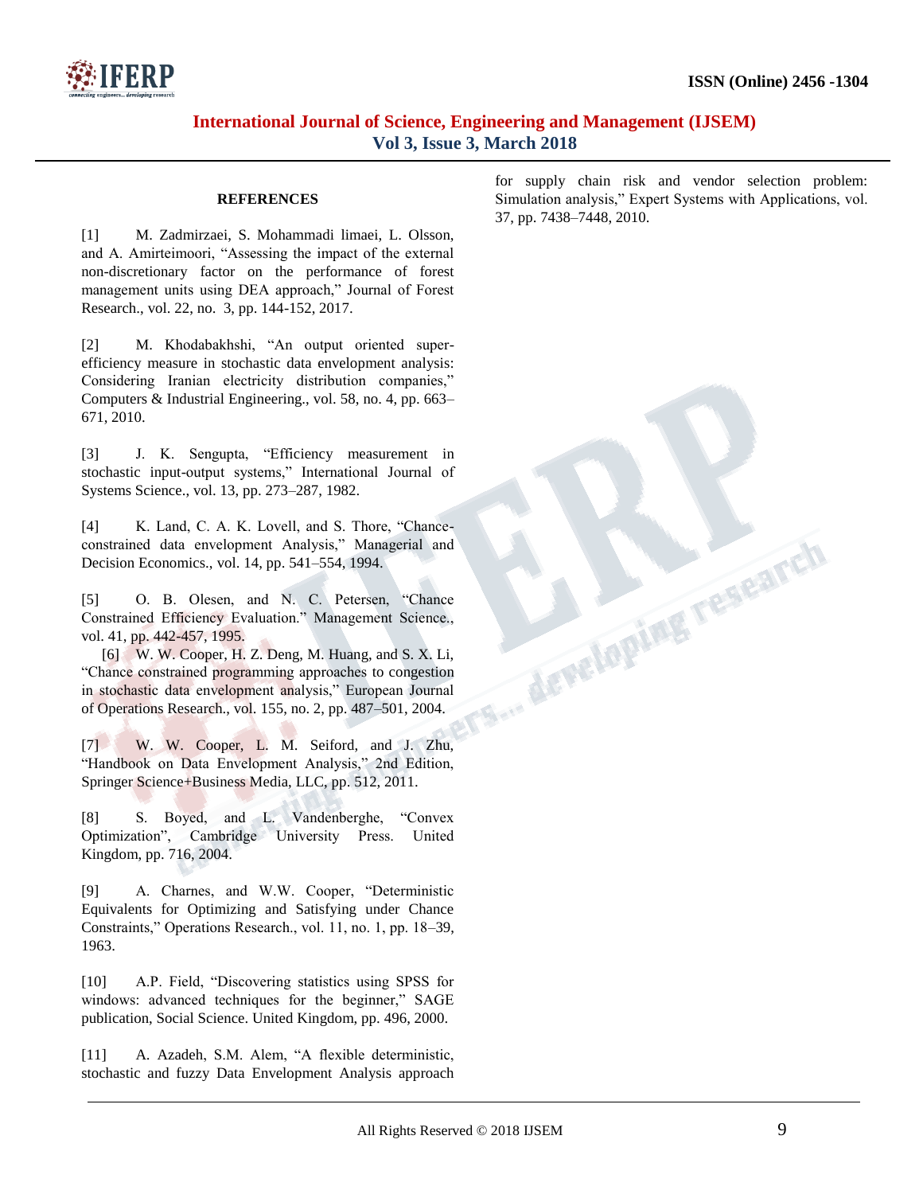## REFERENCES

[1] M. Zadmirzaei, S. Mohammadi limaei, L. Olsson, and A. Amirteimoori, "Assessing the impact of the external non-discretionary factor on the performance of forest management units using DEA approach," Journal of Forest Research., vol. 22, no. 3, pp. 144-152, 2017.

[2] M. Khodabakhshi, "An output oriented super-efficiency measure in stochastic data envelopment analysis: Considering Iranian electricity distribution companies," Computers & Industrial Engineering., vol. 58, no. 4, pp. 663–671, 2010.

[3] J. K. Sengupta, "Efficiency measurement in stochastic input-output systems," International Journal of Systems Science., vol. 13, pp. 273–287, 1982.

[4] K. Land, C. A. K. Lovell, and S. Thore, "Chance-constrained data envelopment Analysis," Managerial and Decision Economics., vol. 14, pp. 541–554, 1994.

[5] O. B. Olesen, and N. C. Petersen, "Chance Constrained Efficiency Evaluation." Management Science., vol. 41, pp. 442-457, 1995.

[6] W. W. Cooper, H. Z. Deng, M. Huang, and S. X. Li, "Chance constrained programming approaches to congestion in stochastic data envelopment analysis," European Journal of Operations Research., vol. 155, no. 2, pp. 487–501, 2004.

[7] W. W. Cooper, L. M. Seiford, and J. Zhu, "Handbook on Data Envelopment Analysis," 2nd Edition, Springer Science+Business Media, LLC, pp. 512, 2011.

[8] S. Boyed, and L. Vandenberghe, "Convex Optimization", Cambridge University Press. United Kingdom, pp. 716, 2004.

[9] A. Charnes, and W.W. Cooper, "Deterministic Equivalents for Optimizing and Satisfying under Chance Constraints," Operations Research., vol. 11, no. 1, pp. 18–39, 1963.

[10] A.P. Field, "Discovering statistics using SPSS for windows: advanced techniques for the beginner," SAGE publication, Social Science. United Kingdom, pp. 496, 2000.

[11] A. Azadeh, S.M. Alem, "A flexible deterministic, stochastic and fuzzy Data Envelopment Analysis approach for supply chain risk and vendor selection problem: Simulation analysis," Expert Systems with Applications, vol. 37, pp. 7438–7448, 2010.